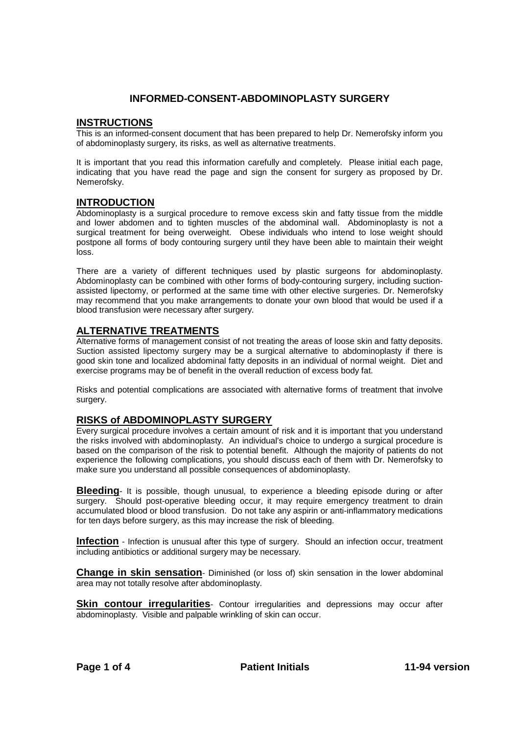# INFORMED-CONSENT-ABDOMINOPLASTY SURGERY

## INSTRUCTIONS

This is an informed-consent document that has been prepared to help Dr. Nemerofsky inform you of abdominoplasty surgery, its risks, as well as alternative treatments.

It is important that you read this information carefully and completely. Please initial each page, indicating that you have read the page and sign the consent for surgery as proposed by Dr. Nemerofsky.

## INTRODUCTION

Abdominoplasty is a surgical procedure to remove excess skin and fatty tissue from the middle and lower abdomen and to tighten muscles of the abdominal wall. Abdominoplasty is not a surgical treatment for being overweight. Obese individuals who intend to lose weight should postpone all forms of body contouring surgery until they have been able to maintain their weight loss.

There are a variety of different techniques used by plastic surgeons for abdominoplasty. Abdominoplasty can be combined with other forms of body-contouring surgery, including suction-assisted lipectomy, or performed at the same time with other elective surgeries. Dr. Nemerofsky may recommend that you make arrangements to donate your own blood that would be used if a blood transfusion were necessary after surgery.

## ALTERNATIVE TREATMENTS

Alternative forms of management consist of not treating the areas of loose skin and fatty deposits. Suction assisted lipectomy surgery may be a surgical alternative to abdominoplasty if there is good skin tone and localized abdominal fatty deposits in an individual of normal weight. Diet and exercise programs may be of benefit in the overall reduction of excess body fat.

Risks and potential complications are associated with alternative forms of treatment that involve surgery.

## RISKS of ABDOMINOPLASTY SURGERY

Every surgical procedure involves a certain amount of risk and it is important that you understand the risks involved with abdominoplasty. An individual's choice to undergo a surgical procedure is based on the comparison of the risk to potential benefit. Although the majority of patients do not experience the following complications, you should discuss each of them with Dr. Nemerofsky to make sure you understand all possible consequences of abdominoplasty.

**Bleeding**- It is possible, though unusual, to experience a bleeding episode during or after surgery. Should post-operative bleeding occur, it may require emergency treatment to drain accumulated blood or blood transfusion. Do not take any aspirin or anti-inflammatory medications for ten days before surgery, as this may increase the risk of bleeding.

**Infection** - Infection is unusual after this type of surgery. Should an infection occur, treatment including antibiotics or additional surgery may be necessary.

**Change in skin sensation**- Diminished (or loss of) skin sensation in the lower abdominal area may not totally resolve after abdominoplasty.

**Skin contour irregularities**- Contour irregularities and depressions may occur after abdominoplasty. Visible and palpable wrinkling of skin can occur.

Patient Initials

11-94 version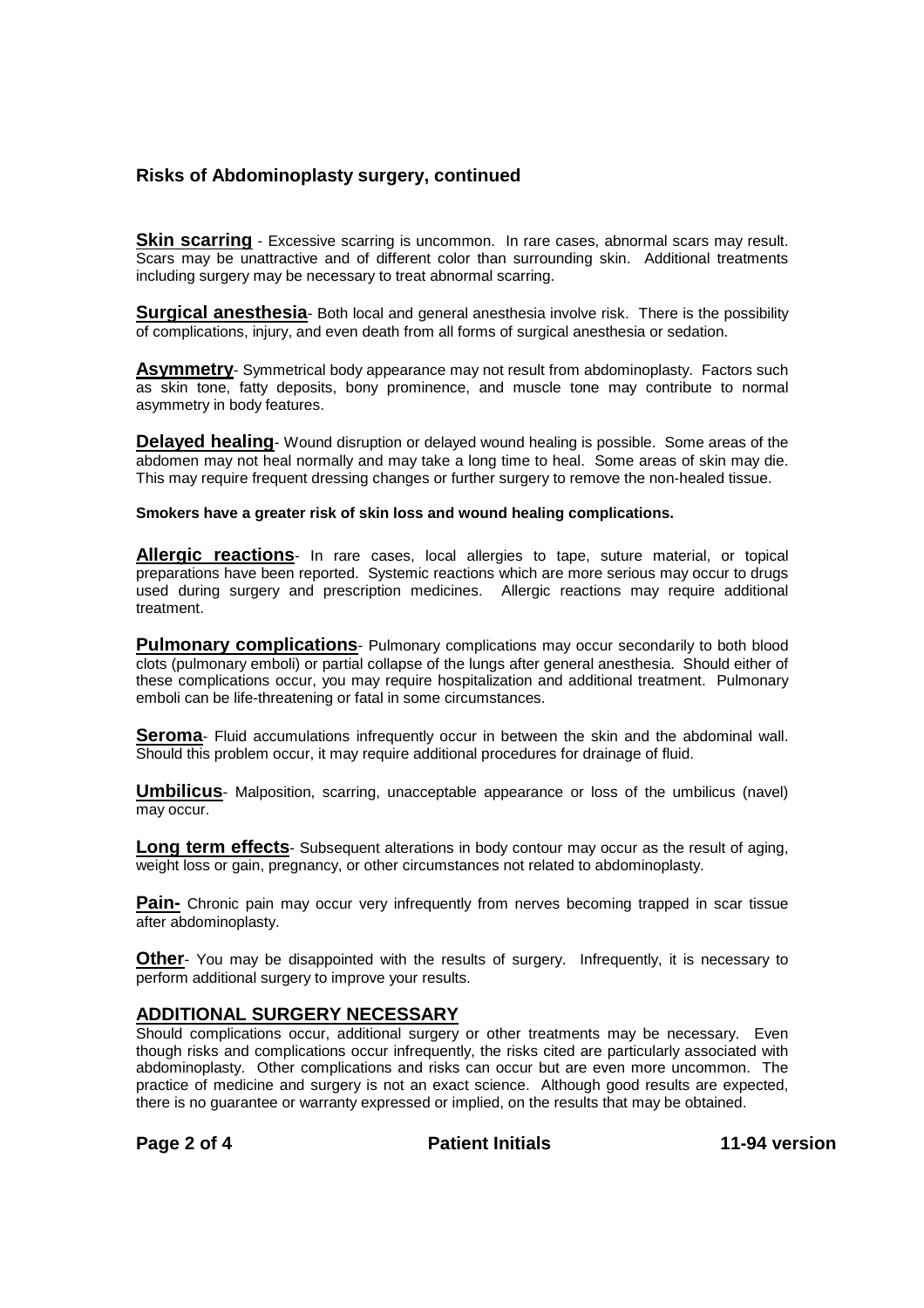## Risks of Abdominoplasty surgery, continued

**Skin scarring** - Excessive scarring is uncommon. In rare cases, abnormal scars may result. Scars may be unattractive and of different color than surrounding skin. Additional treatments including surgery may be necessary to treat abnormal scarring.

**Surgical anesthesia**- Both local and general anesthesia involve risk. There is the possibility of complications, injury, and even death from all forms of surgical anesthesia or sedation.

**Asymmetry**- Symmetrical body appearance may not result from abdominoplasty. Factors such as skin tone, fatty deposits, bony prominence, and muscle tone may contribute to normal asymmetry in body features.

**Delayed healing**- Wound disruption or delayed wound healing is possible. Some areas of the abdomen may not heal normally and may take a long time to heal. Some areas of skin may die. This may require frequent dressing changes or further surgery to remove the non-healed tissue.

**Smokers have a greater risk of skin loss and wound healing complications.**

**Allergic reactions**- In rare cases, local allergies to tape, suture material, or topical preparations have been reported. Systemic reactions which are more serious may occur to drugs used during surgery and prescription medicines. Allergic reactions may require additional treatment.

**Pulmonary complications**- Pulmonary complications may occur secondarily to both blood clots (pulmonary emboli) or partial collapse of the lungs after general anesthesia. Should either of these complications occur, you may require hospitalization and additional treatment. Pulmonary emboli can be life-threatening or fatal in some circumstances.

**Seroma**- Fluid accumulations infrequently occur in between the skin and the abdominal wall. Should this problem occur, it may require additional procedures for drainage of fluid.

**Umbilicus**- Malposition, scarring, unacceptable appearance or loss of the umbilicus (navel) may occur.

**Long term effects**- Subsequent alterations in body contour may occur as the result of aging, weight loss or gain, pregnancy, or other circumstances not related to abdominoplasty.

**Pain-** Chronic pain may occur very infrequently from nerves becoming trapped in scar tissue after abdominoplasty.

**Other**- You may be disappointed with the results of surgery. Infrequently, it is necessary to perform additional surgery to improve your results.

## ADDITIONAL SURGERY NECESSARY

Should complications occur, additional surgery or other treatments may be necessary. Even though risks and complications occur infrequently, the risks cited are particularly associated with abdominoplasty. Other complications and risks can occur but are even more uncommon. The practice of medicine and surgery is not an exact science. Although good results are expected, there is no guarantee or warranty expressed or implied, on the results that may be obtained.

**Patient Initials**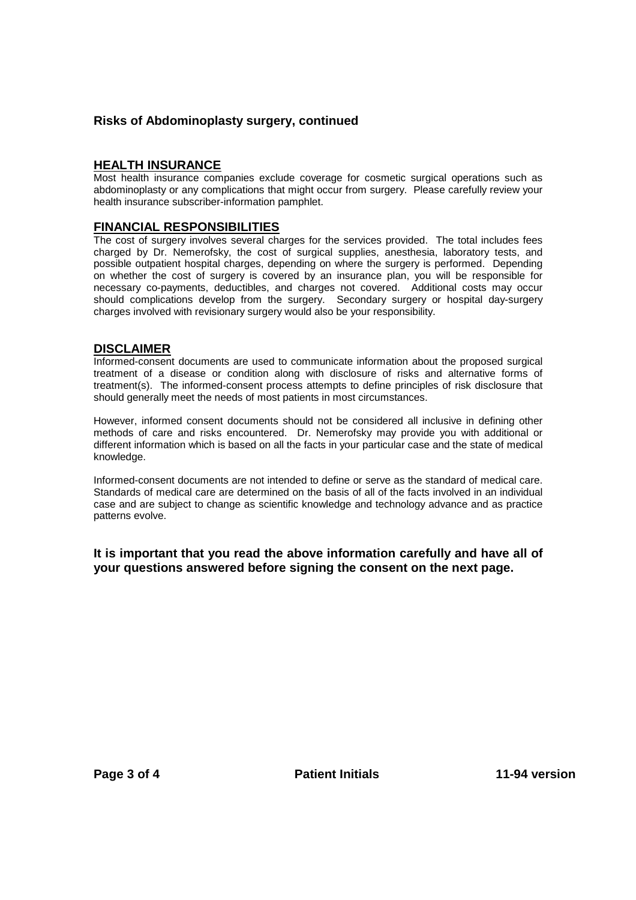**Risks of Abdominoplasty surgery, continued**

## HEALTH INSURANCE

Most health insurance companies exclude coverage for cosmetic surgical operations such as abdominoplasty or any complications that might occur from surgery. Please carefully review your health insurance subscriber-information pamphlet.

## FINANCIAL RESPONSIBILITIES

The cost of surgery involves several charges for the services provided. The total includes fees charged by Dr. Nemerofsky, the cost of surgical supplies, anesthesia, laboratory tests, and possible outpatient hospital charges, depending on where the surgery is performed. Depending on whether the cost of surgery is covered by an insurance plan, you will be responsible for necessary co-payments, deductibles, and charges not covered. Additional costs may occur should complications develop from the surgery. Secondary surgery or hospital day-surgery charges involved with revisionary surgery would also be your responsibility.

## DISCLAIMER

Informed-consent documents are used to communicate information about the proposed surgical treatment of a disease or condition along with disclosure of risks and alternative forms of treatment(s). The informed-consent process attempts to define principles of risk disclosure that should generally meet the needs of most patients in most circumstances.

However, informed consent documents should not be considered all inclusive in defining other methods of care and risks encountered. Dr. Nemerofsky may provide you with additional or different information which is based on all the facts in your particular case and the state of medical knowledge.

Informed-consent documents are not intended to define or serve as the standard of medical care. Standards of medical care are determined on the basis of all of the facts involved in an individual case and are subject to change as scientific knowledge and technology advance and as practice patterns evolve.

**It is important that you read the above information carefully and have all of your questions answered before signing the consent on the next page.**

**Patient Initials**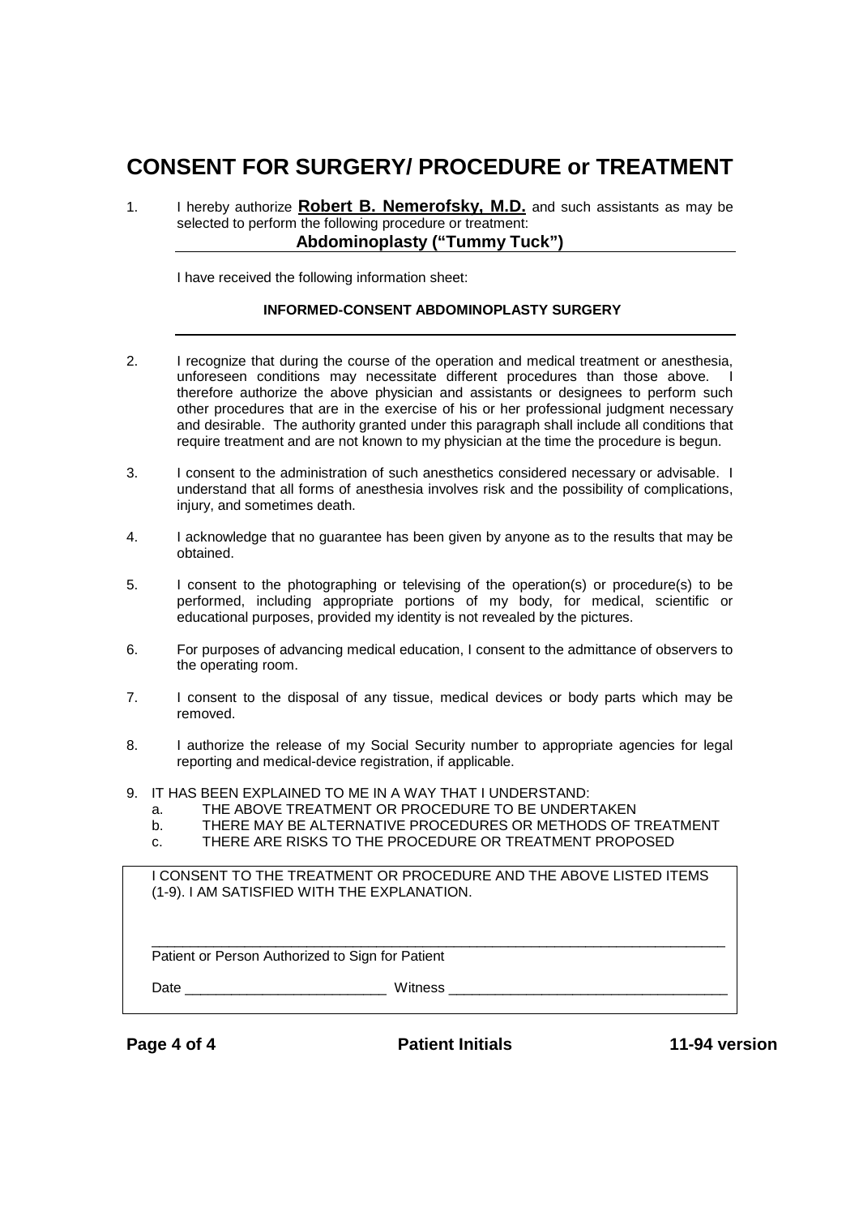# CONSENT FOR SURGERY/ PROCEDURE or TREATMENT

1. I hereby authorize **Robert B. Nemerofsky, M.D.** and such assistants as may be selected to perform the following procedure or treatment:

   **Abdominoplasty ("Tummy Tuck")**

   I have received the following information sheet:

   **INFORMED-CONSENT ABDOMINOPLASTY SURGERY**

2. I recognize that during the course of the operation and medical treatment or anesthesia, unforeseen conditions may necessitate different procedures than those above. I therefore authorize the above physician and assistants or designees to perform such other procedures that are in the exercise of his or her professional judgment necessary and desirable. The authority granted under this paragraph shall include all conditions that require treatment and are not known to my physician at the time the procedure is begun.

3. I consent to the administration of such anesthetics considered necessary or advisable. I understand that all forms of anesthesia involves risk and the possibility of complications, injury, and sometimes death.

4. I acknowledge that no guarantee has been given by anyone as to the results that may be obtained.

5. I consent to the photographing or televising of the operation(s) or procedure(s) to be performed, including appropriate portions of my body, for medical, scientific or educational purposes, provided my identity is not revealed by the pictures.

6. For purposes of advancing medical education, I consent to the admittance of observers to the operating room.

7. I consent to the disposal of any tissue, medical devices or body parts which may be removed.

8. I authorize the release of my Social Security number to appropriate agencies for legal reporting and medical-device registration, if applicable.

9. IT HAS BEEN EXPLAINED TO ME IN A WAY THAT I UNDERSTAND:
   a. THE ABOVE TREATMENT OR PROCEDURE TO BE UNDERTAKEN
   b. THERE MAY BE ALTERNATIVE PROCEDURES OR METHODS OF TREATMENT
   c. THERE ARE RISKS TO THE PROCEDURE OR TREATMENT PROPOSED

I CONSENT TO THE TREATMENT OR PROCEDURE AND THE ABOVE LISTED ITEMS (1-9). I AM SATISFIED WITH THE EXPLANATION.

_______________________________________________
Patient or Person Authorized to Sign for Patient

Date _______________________ Witness _______________________________

**Patient Initials**

**11-94 version**